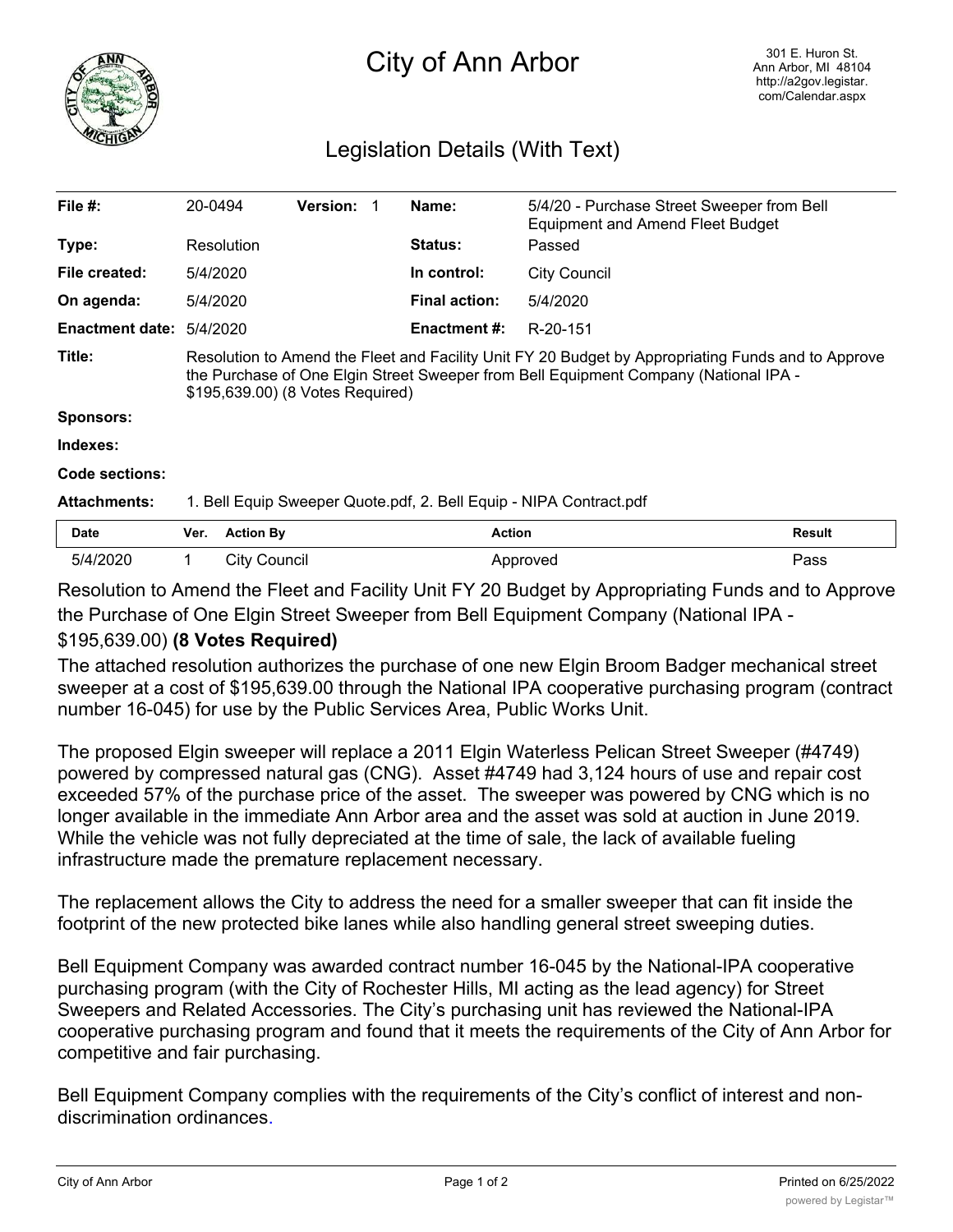# City of Ann Arbor

301 E. Huron St.
Ann Arbor, MI 48104
http://a2gov.legistar.com/Calendar.aspx

## Legislation Details (With Text)

| | | | | | |
|---|---|---|---|---|---|
| **File #:** | 20-0494 | **Version:** 1 | | **Name:** | 5/4/20 - Purchase Street Sweeper from Bell Equipment and Amend Fleet Budget |
| **Type:** | Resolution | | | **Status:** | Passed |
| **File created:** | 5/4/2020 | | | **In control:** | City Council |
| **On agenda:** | 5/4/2020 | | | **Final action:** | 5/4/2020 |
| **Enactment date:** | 5/4/2020 | | | **Enactment #:** | R-20-151 |

**Title:** Resolution to Amend the Fleet and Facility Unit FY 20 Budget by Appropriating Funds and to Approve the Purchase of One Elgin Street Sweeper from Bell Equipment Company (National IPA - $195,639.00) (8 Votes Required)

**Sponsors:**

**Indexes:**

**Code sections:**

**Attachments:** 1. Bell Equip Sweeper Quote.pdf, 2. Bell Equip - NIPA Contract.pdf

| Date | Ver. | Action By | Action | Result |
|---|---|---|---|---|
| 5/4/2020 | 1 | City Council | Approved | Pass |

Resolution to Amend the Fleet and Facility Unit FY 20 Budget by Appropriating Funds and to Approve the Purchase of One Elgin Street Sweeper from Bell Equipment Company (National IPA - $195,639.00) **(8 Votes Required)**

The attached resolution authorizes the purchase of one new Elgin Broom Badger mechanical street sweeper at a cost of $195,639.00 through the National IPA cooperative purchasing program (contract number 16-045) for use by the Public Services Area, Public Works Unit.

The proposed Elgin sweeper will replace a 2011 Elgin Waterless Pelican Street Sweeper (#4749) powered by compressed natural gas (CNG). Asset #4749 had 3,124 hours of use and repair cost exceeded 57% of the purchase price of the asset. The sweeper was powered by CNG which is no longer available in the immediate Ann Arbor area and the asset was sold at auction in June 2019. While the vehicle was not fully depreciated at the time of sale, the lack of available fueling infrastructure made the premature replacement necessary.

The replacement allows the City to address the need for a smaller sweeper that can fit inside the footprint of the new protected bike lanes while also handling general street sweeping duties.

Bell Equipment Company was awarded contract number 16-045 by the National-IPA cooperative purchasing program (with the City of Rochester Hills, MI acting as the lead agency) for Street Sweepers and Related Accessories. The City's purchasing unit has reviewed the National-IPA cooperative purchasing program and found that it meets the requirements of the City of Ann Arbor for competitive and fair purchasing.

Bell Equipment Company complies with the requirements of the City's conflict of interest and non-discrimination ordinances.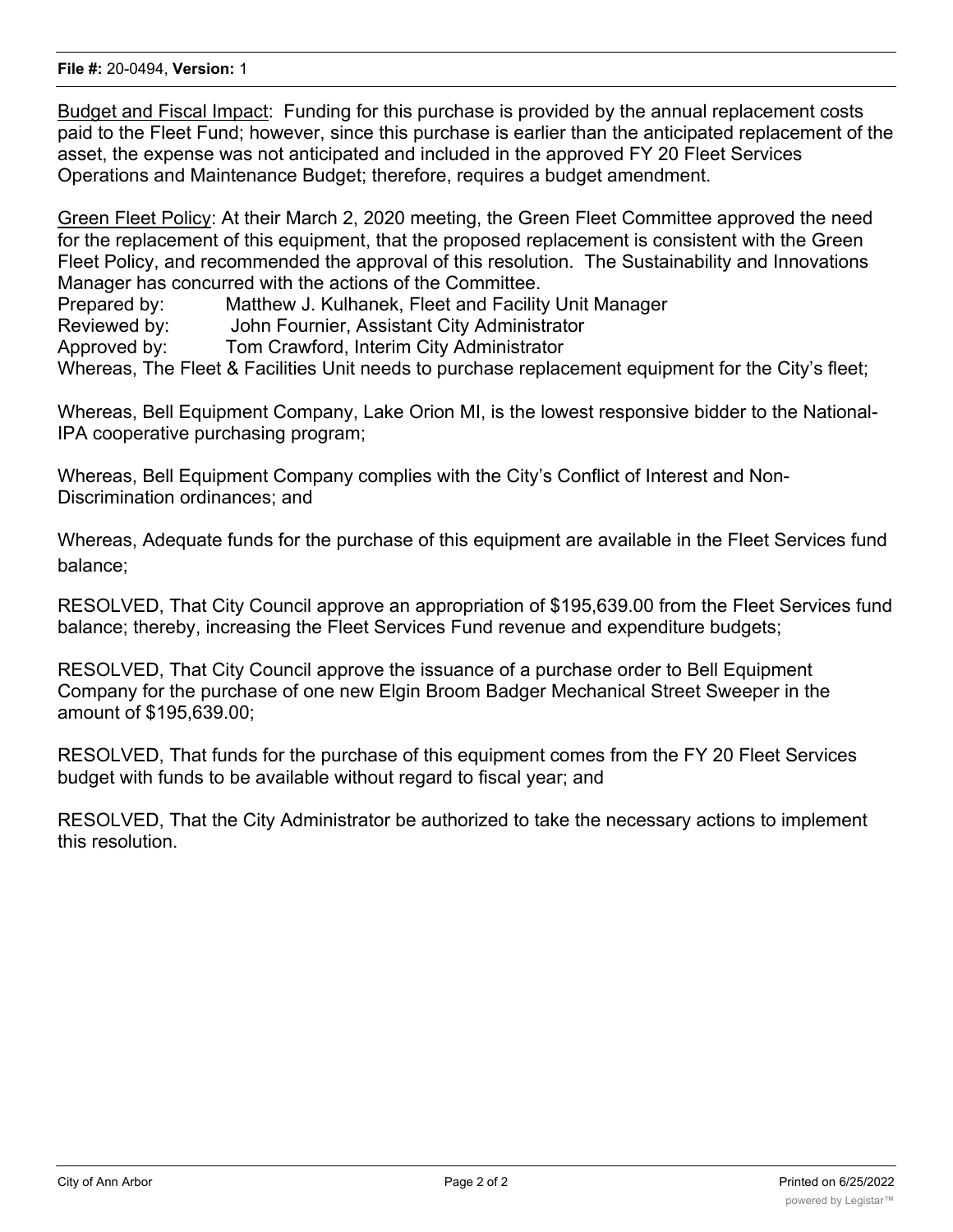Budget and Fiscal Impact: Funding for this purchase is provided by the annual replacement costs paid to the Fleet Fund; however, since this purchase is earlier than the anticipated replacement of the asset, the expense was not anticipated and included in the approved FY 20 Fleet Services Operations and Maintenance Budget; therefore, requires a budget amendment.

Green Fleet Policy: At their March 2, 2020 meeting, the Green Fleet Committee approved the need for the replacement of this equipment, that the proposed replacement is consistent with the Green Fleet Policy, and recommended the approval of this resolution. The Sustainability and Innovations Manager has concurred with the actions of the Committee.

Prepared by: Matthew J. Kulhanek, Fleet and Facility Unit Manager
Reviewed by: John Fournier, Assistant City Administrator
Approved by: Tom Crawford, Interim City Administrator

Whereas, The Fleet & Facilities Unit needs to purchase replacement equipment for the City's fleet;

Whereas, Bell Equipment Company, Lake Orion MI, is the lowest responsive bidder to the National-IPA cooperative purchasing program;

Whereas, Bell Equipment Company complies with the City's Conflict of Interest and Non-Discrimination ordinances; and

Whereas, Adequate funds for the purchase of this equipment are available in the Fleet Services fund balance;

RESOLVED, That City Council approve an appropriation of $195,639.00 from the Fleet Services fund balance; thereby, increasing the Fleet Services Fund revenue and expenditure budgets;

RESOLVED, That City Council approve the issuance of a purchase order to Bell Equipment Company for the purchase of one new Elgin Broom Badger Mechanical Street Sweeper in the amount of $195,639.00;

RESOLVED, That funds for the purchase of this equipment comes from the FY 20 Fleet Services budget with funds to be available without regard to fiscal year; and

RESOLVED, That the City Administrator be authorized to take the necessary actions to implement this resolution.